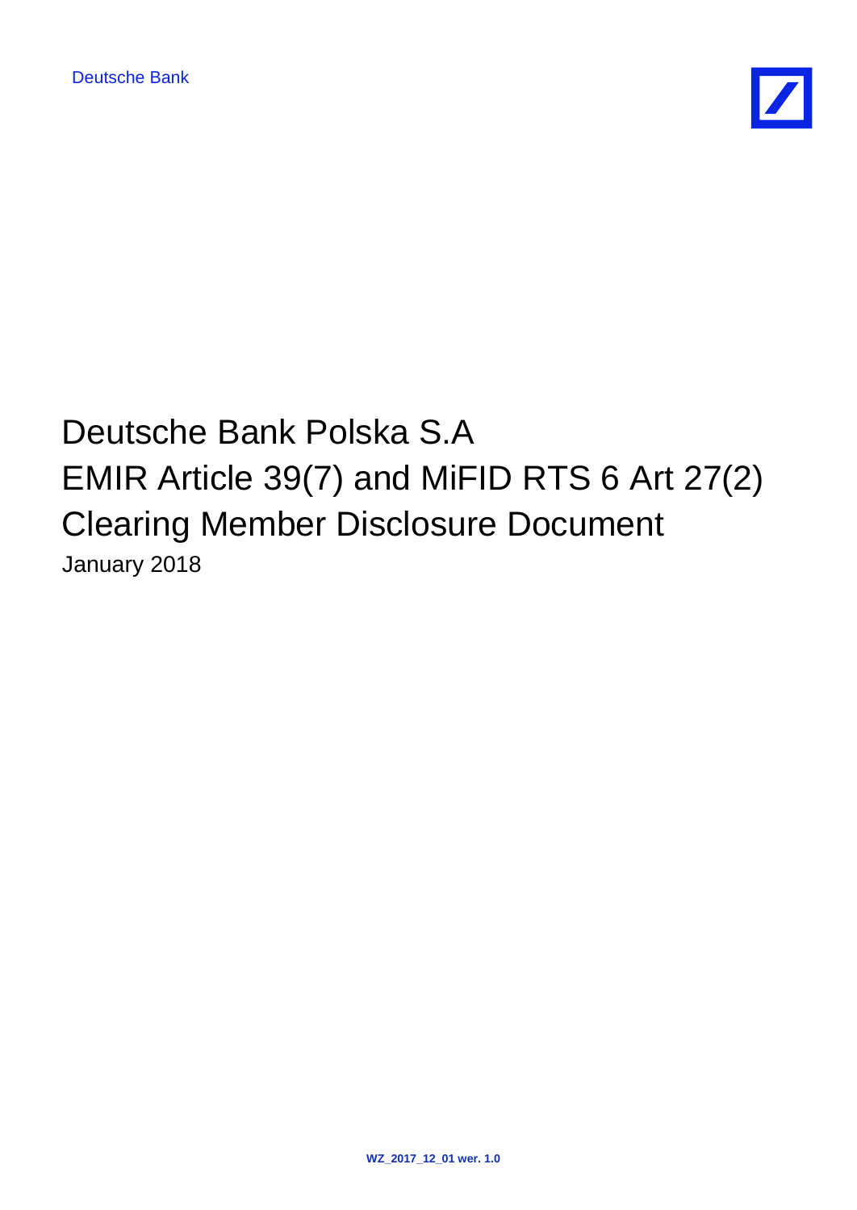Deutsche Bank

# Deutsche Bank Polska S.A
# EMIR Article 39(7) and MiFID RTS 6 Art 27(2) Clearing Member Disclosure Document

January 2018

**WZ_2017_12_01 wer. 1.0**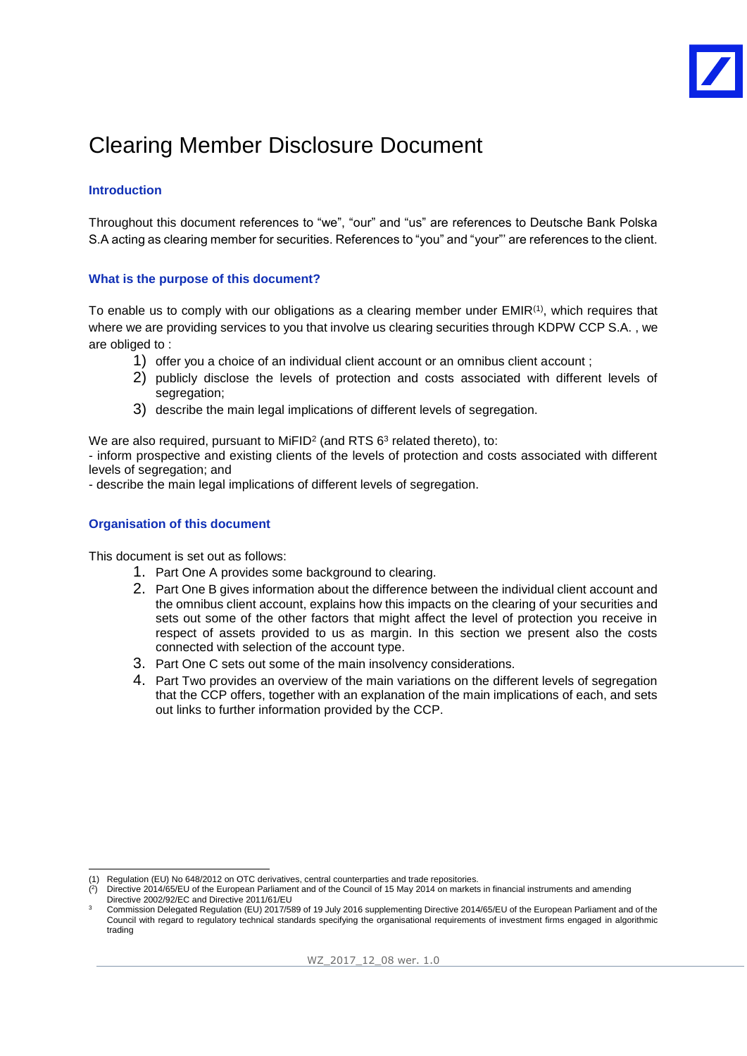# Clearing Member Disclosure Document

### Introduction

Throughout this document references to “we”, “our” and “us” are references to Deutsche Bank Polska S.A acting as clearing member for securities. References to “you” and “your”' are references to the client.

### What is the purpose of this document?

To enable us to comply with our obligations as a clearing member under EMIR[(1)], which requires that where we are providing services to you that involve us clearing securities through KDPW CCP S.A. , we are obliged to :

1) offer you a choice of an individual client account or an omnibus client account ;
2) publicly disclose the levels of protection and costs associated with different levels of segregation;
3) describe the main legal implications of different levels of segregation.

We are also required, pursuant to MiFID[2] (and RTS 6[3] related thereto), to:
- inform prospective and existing clients of the levels of protection and costs associated with different levels of segregation; and
- describe the main legal implications of different levels of segregation.

### Organisation of this document

This document is set out as follows:

1. Part One A provides some background to clearing.
2. Part One B gives information about the difference between the individual client account and the omnibus client account, explains how this impacts on the clearing of your securities and sets out some of the other factors that might affect the level of protection you receive in respect of assets provided to us as margin. In this section we present also the costs connected with selection of the account type.
3. Part One C sets out some of the main insolvency considerations.
4. Part Two provides an overview of the main variations on the different levels of segregation that the CCP offers, together with an explanation of the main implications of each, and sets out links to further information provided by the CCP.

---

(1) Regulation (EU) No 648/2012 on OTC derivatives, central counterparties and trade repositories.
(2) Directive 2014/65/EU of the European Parliament and of the Council of 15 May 2014 on markets in financial instruments and amending Directive 2002/92/EC and Directive 2011/61/EU
3 Commission Delegated Regulation (EU) 2017/589 of 19 July 2016 supplementing Directive 2014/65/EU of the European Parliament and of the Council with regard to regulatory technical standards specifying the organisational requirements of investment firms engaged in algorithmic trading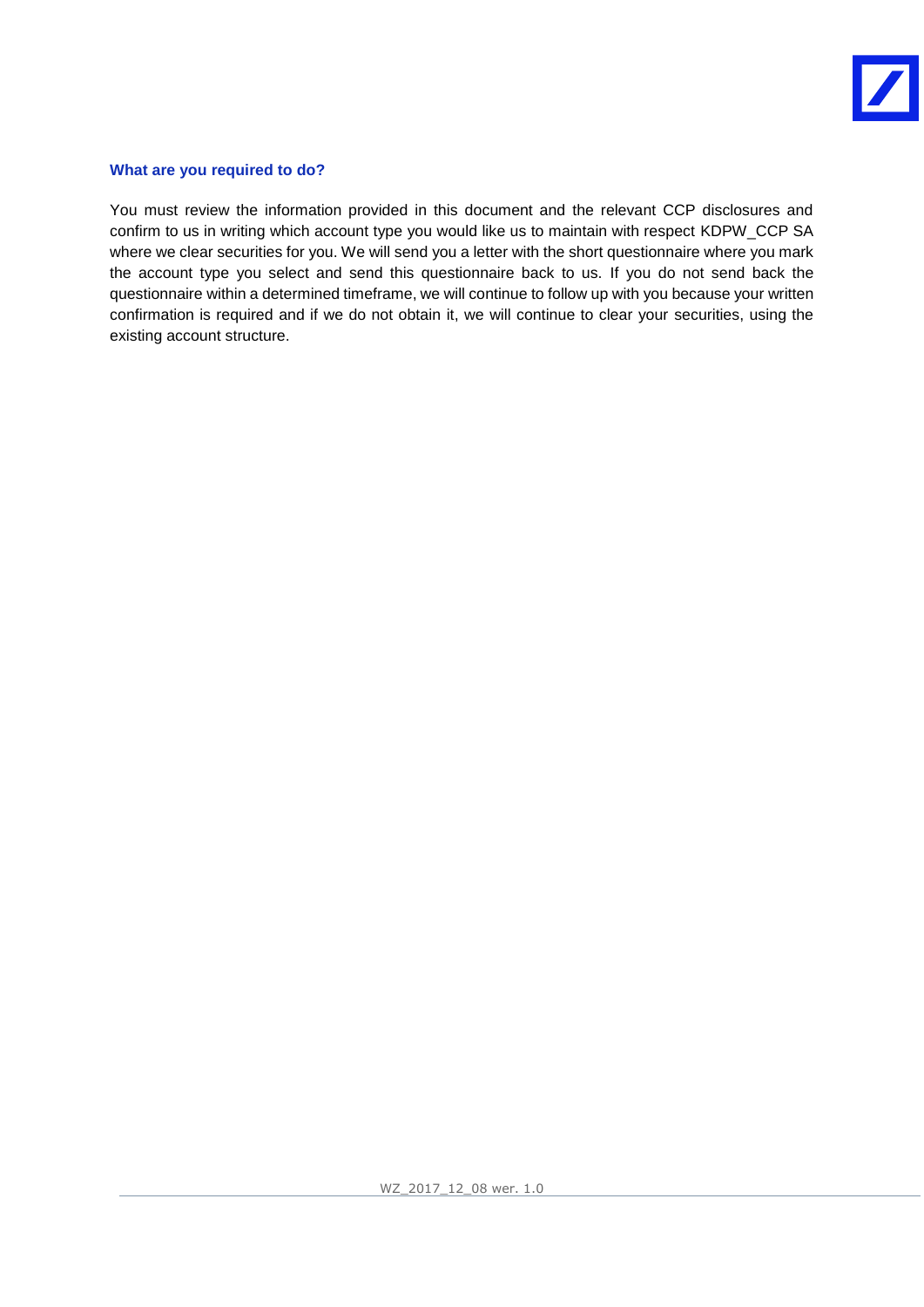### What are you required to do?

You must review the information provided in this document and the relevant CCP disclosures and confirm to us in writing which account type you would like us to maintain with respect KDPW_CCP SA where we clear securities for you. We will send you a letter with the short questionnaire where you mark the account type you select and send this questionnaire back to us. If you do not send back the questionnaire within a determined timeframe, we will continue to follow up with you because your written confirmation is required and if we do not obtain it, we will continue to clear your securities, using the existing account structure.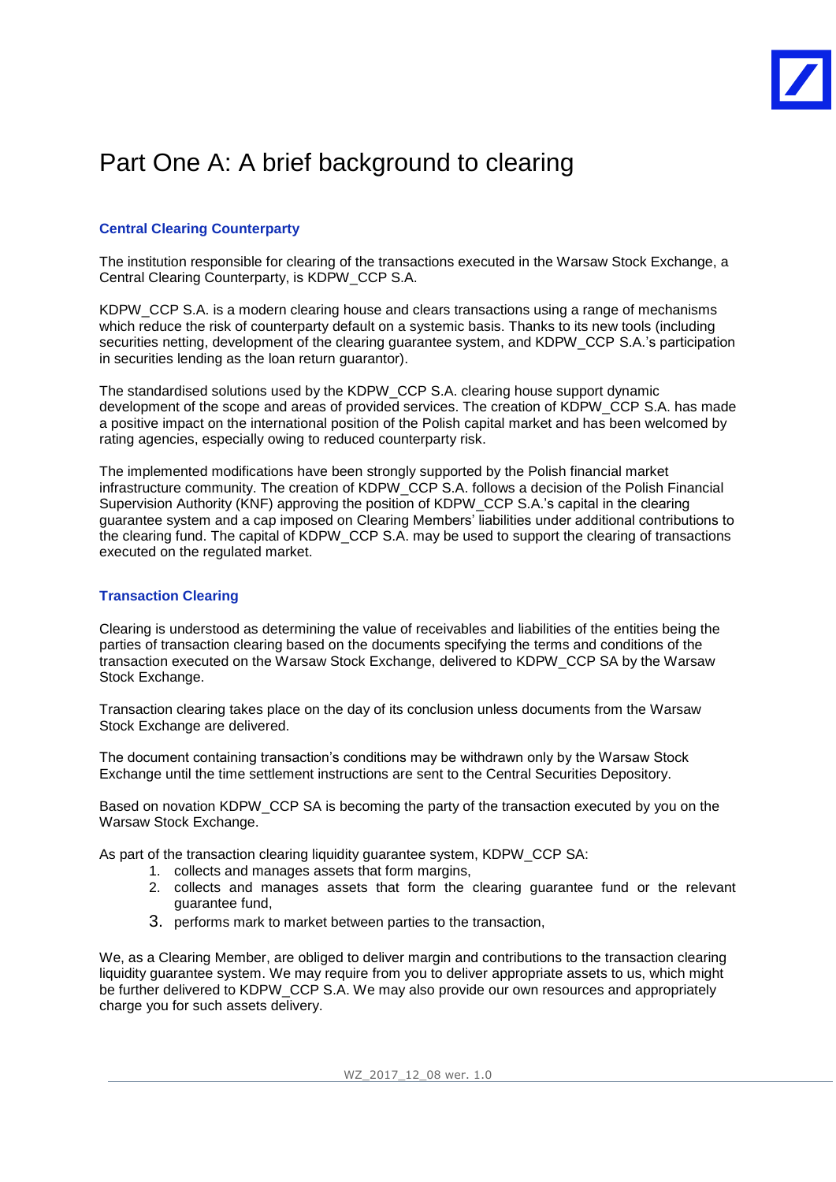# Part One A: A brief background to clearing

### Central Clearing Counterparty

The institution responsible for clearing of the transactions executed in the Warsaw Stock Exchange, a Central Clearing Counterparty, is KDPW_CCP S.A.

KDPW_CCP S.A. is a modern clearing house and clears transactions using a range of mechanisms which reduce the risk of counterparty default on a systemic basis. Thanks to its new tools (including securities netting, development of the clearing guarantee system, and KDPW_CCP S.A.'s participation in securities lending as the loan return guarantor).

The standardised solutions used by the KDPW_CCP S.A. clearing house support dynamic development of the scope and areas of provided services. The creation of KDPW_CCP S.A. has made a positive impact on the international position of the Polish capital market and has been welcomed by rating agencies, especially owing to reduced counterparty risk.

The implemented modifications have been strongly supported by the Polish financial market infrastructure community. The creation of KDPW_CCP S.A. follows a decision of the Polish Financial Supervision Authority (KNF) approving the position of KDPW_CCP S.A.'s capital in the clearing guarantee system and a cap imposed on Clearing Members' liabilities under additional contributions to the clearing fund. The capital of KDPW_CCP S.A. may be used to support the clearing of transactions executed on the regulated market.

### Transaction Clearing

Clearing is understood as determining the value of receivables and liabilities of the entities being the parties of transaction clearing based on the documents specifying the terms and conditions of the transaction executed on the Warsaw Stock Exchange, delivered to KDPW_CCP SA by the Warsaw Stock Exchange.

Transaction clearing takes place on the day of its conclusion unless documents from the Warsaw Stock Exchange are delivered.

The document containing transaction's conditions may be withdrawn only by the Warsaw Stock Exchange until the time settlement instructions are sent to the Central Securities Depository.

Based on novation KDPW_CCP SA is becoming the party of the transaction executed by you on the Warsaw Stock Exchange.

As part of the transaction clearing liquidity guarantee system, KDPW_CCP SA:

1. collects and manages assets that form margins,
2. collects and manages assets that form the clearing guarantee fund or the relevant guarantee fund,
3. performs mark to market between parties to the transaction,

We, as a Clearing Member, are obliged to deliver margin and contributions to the transaction clearing liquidity guarantee system. We may require from you to deliver appropriate assets to us, which might be further delivered to KDPW_CCP S.A. We may also provide our own resources and appropriately charge you for such assets delivery.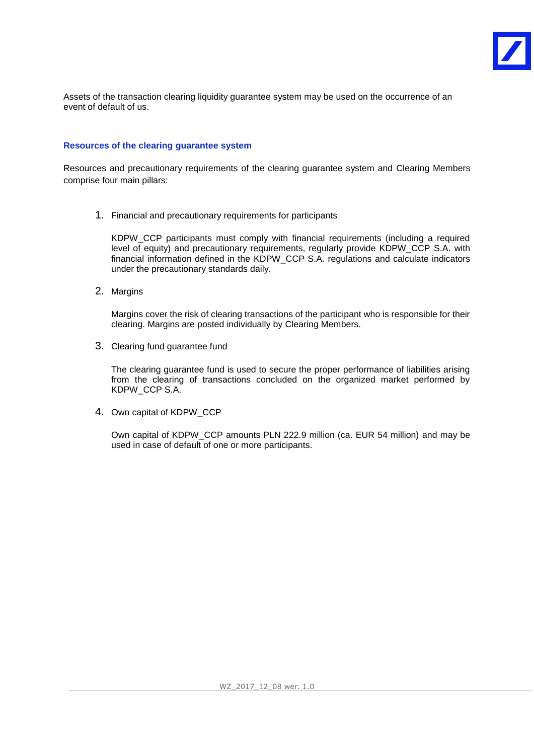Assets of the transaction clearing liquidity guarantee system may be used on the occurrence of an event of default of us.

### Resources of the clearing guarantee system

Resources and precautionary requirements of the clearing guarantee system and Clearing Members comprise four main pillars:

1. Financial and precautionary requirements for participants

   KDPW_CCP participants must comply with financial requirements (including a required level of equity) and precautionary requirements, regularly provide KDPW_CCP S.A. with financial information defined in the KDPW_CCP S.A. regulations and calculate indicators under the precautionary standards daily.

2. Margins

   Margins cover the risk of clearing transactions of the participant who is responsible for their clearing. Margins are posted individually by Clearing Members.

3. Clearing fund guarantee fund

   The clearing guarantee fund is used to secure the proper performance of liabilities arising from the clearing of transactions concluded on the organized market performed by KDPW_CCP S.A.

4. Own capital of KDPW_CCP

   Own capital of KDPW_CCP amounts PLN 222.9 million (ca. EUR 54 million) and may be used in case of default of one or more participants.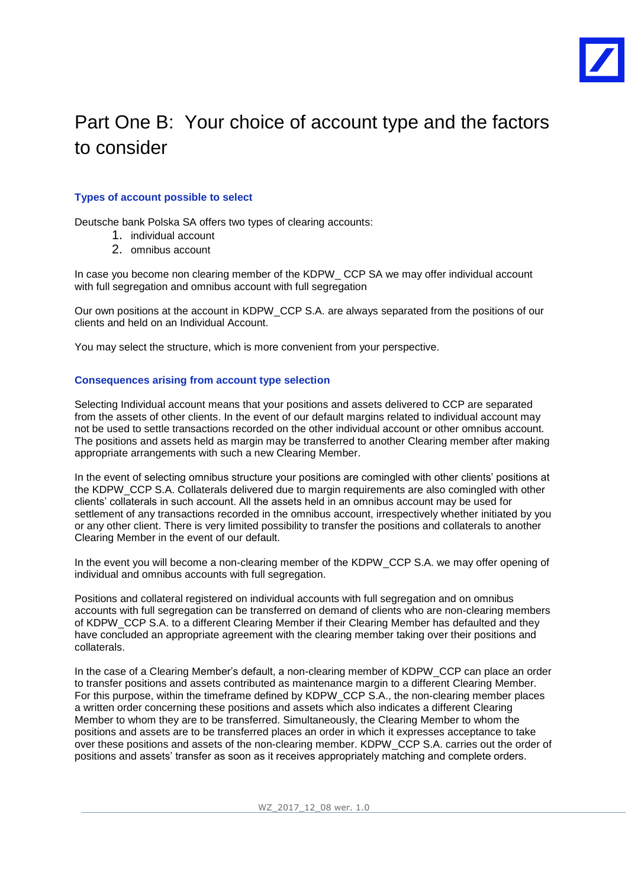# Part One B: Your choice of account type and the factors to consider

### Types of account possible to select

Deutsche bank Polska SA offers two types of clearing accounts:

1. individual account
2. omnibus account

In case you become non clearing member of the KDPW_ CCP SA we may offer individual account with full segregation and omnibus account with full segregation

Our own positions at the account in KDPW_CCP S.A. are always separated from the positions of our clients and held on an Individual Account.

You may select the structure, which is more convenient from your perspective.

### Consequences arising from account type selection

Selecting Individual account means that your positions and assets delivered to CCP are separated from the assets of other clients. In the event of our default margins related to individual account may not be used to settle transactions recorded on the other individual account or other omnibus account. The positions and assets held as margin may be transferred to another Clearing member after making appropriate arrangements with such a new Clearing Member.

In the event of selecting omnibus structure your positions are comingled with other clients' positions at the KDPW_CCP S.A. Collaterals delivered due to margin requirements are also comingled with other clients' collaterals in such account. All the assets held in an omnibus account may be used for settlement of any transactions recorded in the omnibus account, irrespectively whether initiated by you or any other client. There is very limited possibility to transfer the positions and collaterals to another Clearing Member in the event of our default.

In the event you will become a non-clearing member of the KDPW_CCP S.A. we may offer opening of individual and omnibus accounts with full segregation.

Positions and collateral registered on individual accounts with full segregation and on omnibus accounts with full segregation can be transferred on demand of clients who are non-clearing members of KDPW_CCP S.A. to a different Clearing Member if their Clearing Member has defaulted and they have concluded an appropriate agreement with the clearing member taking over their positions and collaterals.

In the case of a Clearing Member's default, a non-clearing member of KDPW_CCP can place an order to transfer positions and assets contributed as maintenance margin to a different Clearing Member. For this purpose, within the timeframe defined by KDPW_CCP S.A., the non-clearing member places a written order concerning these positions and assets which also indicates a different Clearing Member to whom they are to be transferred. Simultaneously, the Clearing Member to whom the positions and assets are to be transferred places an order in which it expresses acceptance to take over these positions and assets of the non-clearing member. KDPW_CCP S.A. carries out the order of positions and assets' transfer as soon as it receives appropriately matching and complete orders.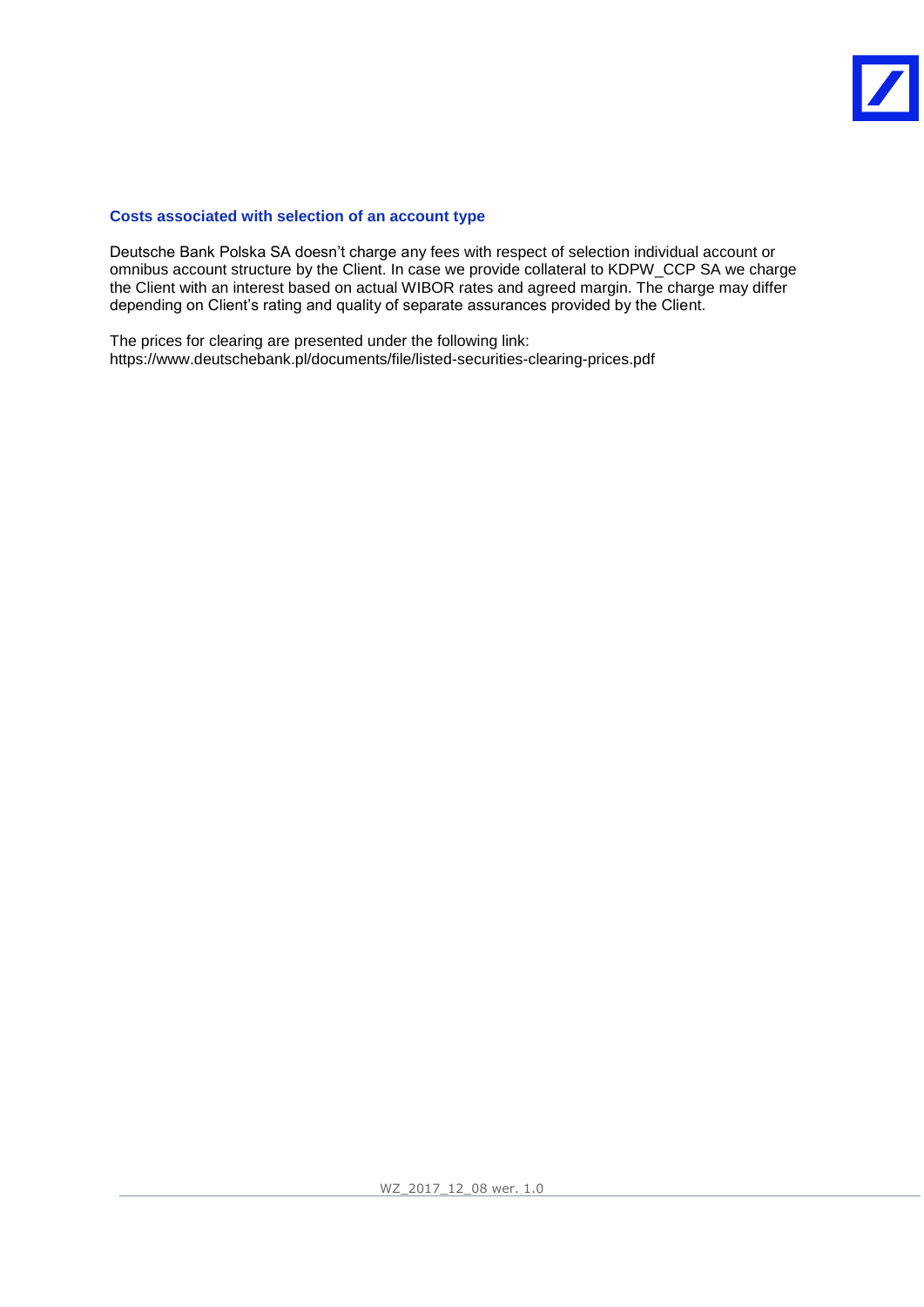### Costs associated with selection of an account type

Deutsche Bank Polska SA doesn't charge any fees with respect of selection individual account or omnibus account structure by the Client. In case we provide collateral to KDPW_CCP SA we charge the Client with an interest based on actual WIBOR rates and agreed margin. The charge may differ depending on Client's rating and quality of separate assurances provided by the Client.

The prices for clearing are presented under the following link:
https://www.deutschebank.pl/documents/file/listed-securities-clearing-prices.pdf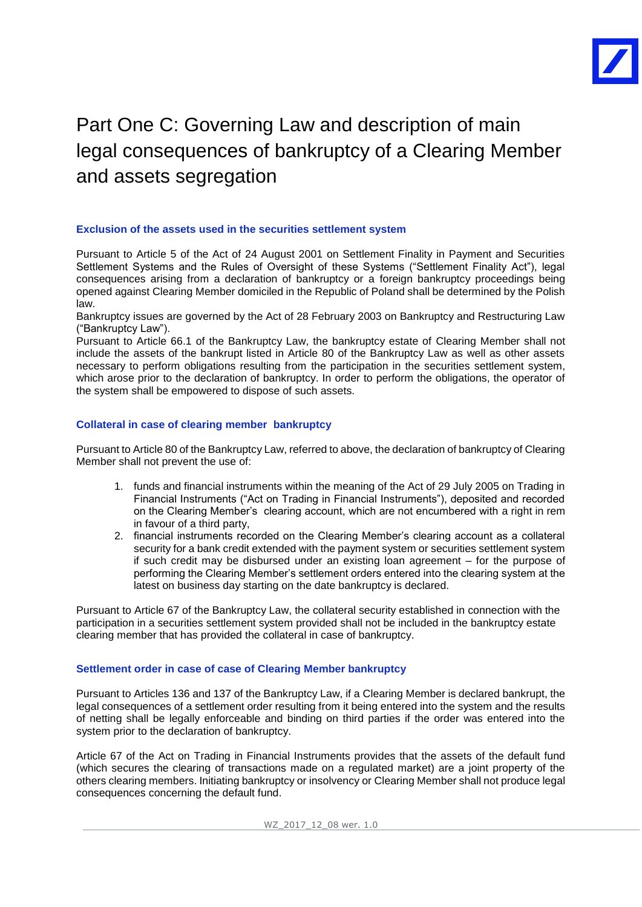# Part One C: Governing Law and description of main legal consequences of bankruptcy of a Clearing Member and assets segregation

### Exclusion of the assets used in the securities settlement system

Pursuant to Article 5 of the Act of 24 August 2001 on Settlement Finality in Payment and Securities Settlement Systems and the Rules of Oversight of these Systems ("Settlement Finality Act"), legal consequences arising from a declaration of bankruptcy or a foreign bankruptcy proceedings being opened against Clearing Member domiciled in the Republic of Poland shall be determined by the Polish law.
Bankruptcy issues are governed by the Act of 28 February 2003 on Bankruptcy and Restructuring Law ("Bankruptcy Law").
Pursuant to Article 66.1 of the Bankruptcy Law, the bankruptcy estate of Clearing Member shall not include the assets of the bankrupt listed in Article 80 of the Bankruptcy Law as well as other assets necessary to perform obligations resulting from the participation in the securities settlement system, which arose prior to the declaration of bankruptcy. In order to perform the obligations, the operator of the system shall be empowered to dispose of such assets.

### Collateral in case of clearing member bankruptcy

Pursuant to Article 80 of the Bankruptcy Law, referred to above, the declaration of bankruptcy of Clearing Member shall not prevent the use of:

1. funds and financial instruments within the meaning of the Act of 29 July 2005 on Trading in Financial Instruments ("Act on Trading in Financial Instruments"), deposited and recorded on the Clearing Member's clearing account, which are not encumbered with a right in rem in favour of a third party,
2. financial instruments recorded on the Clearing Member's clearing account as a collateral security for a bank credit extended with the payment system or securities settlement system if such credit may be disbursed under an existing loan agreement – for the purpose of performing the Clearing Member's settlement orders entered into the clearing system at the latest on business day starting on the date bankruptcy is declared.

Pursuant to Article 67 of the Bankruptcy Law, the collateral security established in connection with the participation in a securities settlement system provided shall not be included in the bankruptcy estate clearing member that has provided the collateral in case of bankruptcy.

### Settlement order in case of case of Clearing Member bankruptcy

Pursuant to Articles 136 and 137 of the Bankruptcy Law, if a Clearing Member is declared bankrupt, the legal consequences of a settlement order resulting from it being entered into the system and the results of netting shall be legally enforceable and binding on third parties if the order was entered into the system prior to the declaration of bankruptcy.

Article 67 of the Act on Trading in Financial Instruments provides that the assets of the default fund (which secures the clearing of transactions made on a regulated market) are a joint property of the others clearing members. Initiating bankruptcy or insolvency or Clearing Member shall not produce legal consequences concerning the default fund.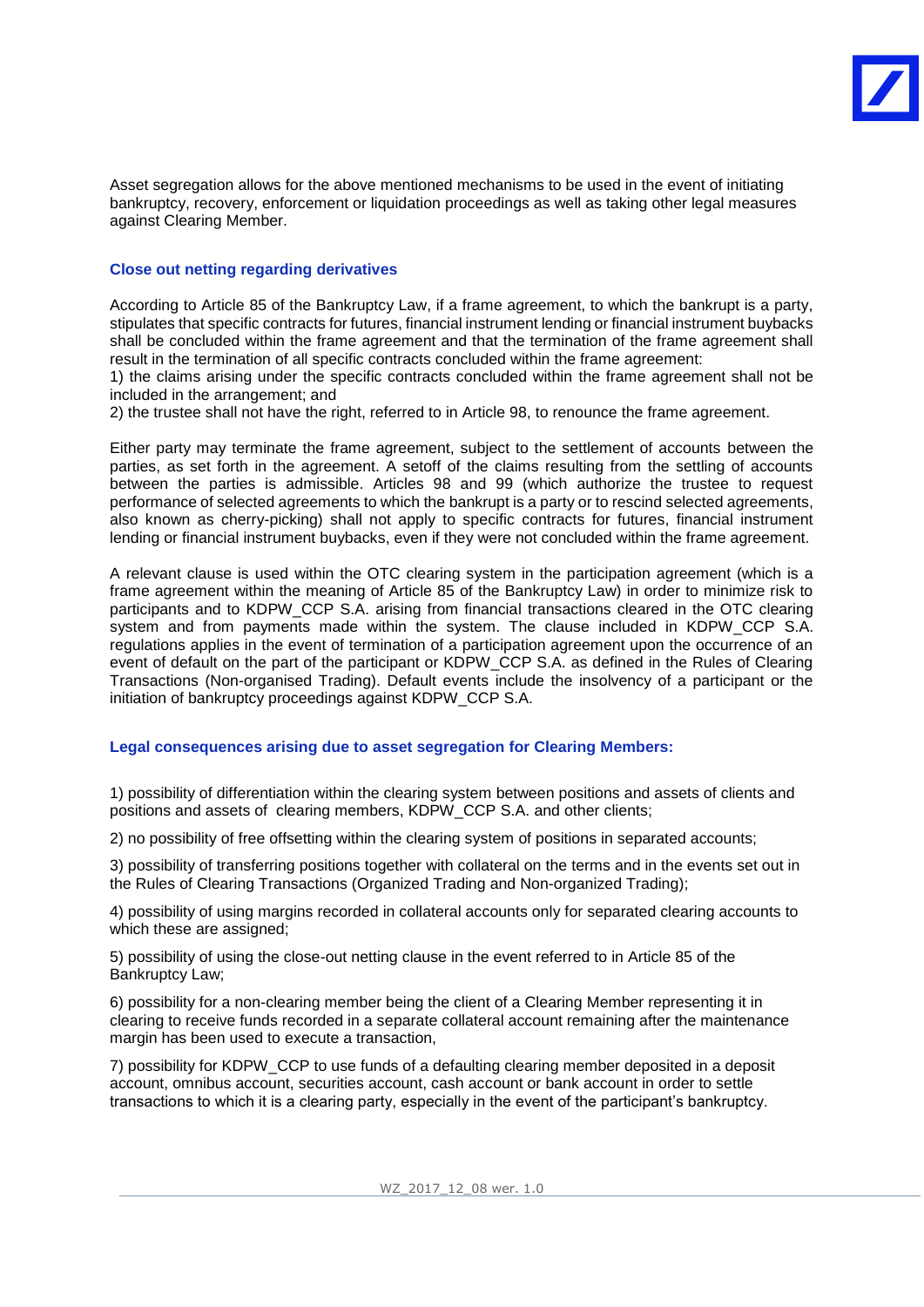Asset segregation allows for the above mentioned mechanisms to be used in the event of initiating bankruptcy, recovery, enforcement or liquidation proceedings as well as taking other legal measures against Clearing Member.

### Close out netting regarding derivatives

According to Article 85 of the Bankruptcy Law, if a frame agreement, to which the bankrupt is a party, stipulates that specific contracts for futures, financial instrument lending or financial instrument buybacks shall be concluded within the frame agreement and that the termination of the frame agreement shall result in the termination of all specific contracts concluded within the frame agreement:
1) the claims arising under the specific contracts concluded within the frame agreement shall not be included in the arrangement; and
2) the trustee shall not have the right, referred to in Article 98, to renounce the frame agreement.

Either party may terminate the frame agreement, subject to the settlement of accounts between the parties, as set forth in the agreement. A setoff of the claims resulting from the settling of accounts between the parties is admissible. Articles 98 and 99 (which authorize the trustee to request performance of selected agreements to which the bankrupt is a party or to rescind selected agreements, also known as cherry-picking) shall not apply to specific contracts for futures, financial instrument lending or financial instrument buybacks, even if they were not concluded within the frame agreement.

A relevant clause is used within the OTC clearing system in the participation agreement (which is a frame agreement within the meaning of Article 85 of the Bankruptcy Law) in order to minimize risk to participants and to KDPW_CCP S.A. arising from financial transactions cleared in the OTC clearing system and from payments made within the system. The clause included in KDPW_CCP S.A. regulations applies in the event of termination of a participation agreement upon the occurrence of an event of default on the part of the participant or KDPW_CCP S.A. as defined in the Rules of Clearing Transactions (Non-organised Trading). Default events include the insolvency of a participant or the initiation of bankruptcy proceedings against KDPW_CCP S.A.

### Legal consequences arising due to asset segregation for Clearing Members:

1) possibility of differentiation within the clearing system between positions and assets of clients and positions and assets of clearing members, KDPW_CCP S.A. and other clients;

2) no possibility of free offsetting within the clearing system of positions in separated accounts;

3) possibility of transferring positions together with collateral on the terms and in the events set out in the Rules of Clearing Transactions (Organized Trading and Non-organized Trading);

4) possibility of using margins recorded in collateral accounts only for separated clearing accounts to which these are assigned;

5) possibility of using the close-out netting clause in the event referred to in Article 85 of the Bankruptcy Law;

6) possibility for a non-clearing member being the client of a Clearing Member representing it in clearing to receive funds recorded in a separate collateral account remaining after the maintenance margin has been used to execute a transaction,

7) possibility for KDPW_CCP to use funds of a defaulting clearing member deposited in a deposit account, omnibus account, securities account, cash account or bank account in order to settle transactions to which it is a clearing party, especially in the event of the participant's bankruptcy.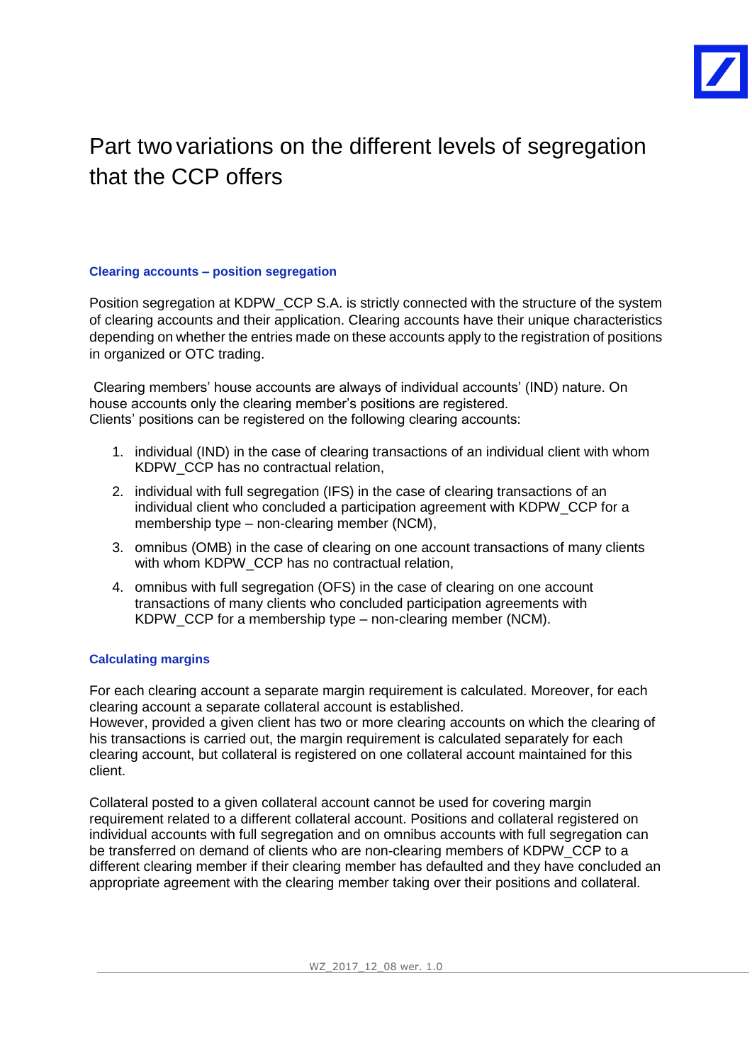# Part two variations on the different levels of segregation that the CCP offers

### Clearing accounts – position segregation

Position segregation at KDPW_CCP S.A. is strictly connected with the structure of the system of clearing accounts and their application. Clearing accounts have their unique characteristics depending on whether the entries made on these accounts apply to the registration of positions in organized or OTC trading.

Clearing members' house accounts are always of individual accounts' (IND) nature. On house accounts only the clearing member's positions are registered.
Clients' positions can be registered on the following clearing accounts:

1. individual (IND) in the case of clearing transactions of an individual client with whom KDPW_CCP has no contractual relation,
2. individual with full segregation (IFS) in the case of clearing transactions of an individual client who concluded a participation agreement with KDPW_CCP for a membership type – non-clearing member (NCM),
3. omnibus (OMB) in the case of clearing on one account transactions of many clients with whom KDPW_CCP has no contractual relation,
4. omnibus with full segregation (OFS) in the case of clearing on one account transactions of many clients who concluded participation agreements with KDPW_CCP for a membership type – non-clearing member (NCM).

### Calculating margins

For each clearing account a separate margin requirement is calculated. Moreover, for each clearing account a separate collateral account is established.
However, provided a given client has two or more clearing accounts on which the clearing of his transactions is carried out, the margin requirement is calculated separately for each clearing account, but collateral is registered on one collateral account maintained for this client.

Collateral posted to a given collateral account cannot be used for covering margin requirement related to a different collateral account. Positions and collateral registered on individual accounts with full segregation and on omnibus accounts with full segregation can be transferred on demand of clients who are non-clearing members of KDPW_CCP to a different clearing member if their clearing member has defaulted and they have concluded an appropriate agreement with the clearing member taking over their positions and collateral.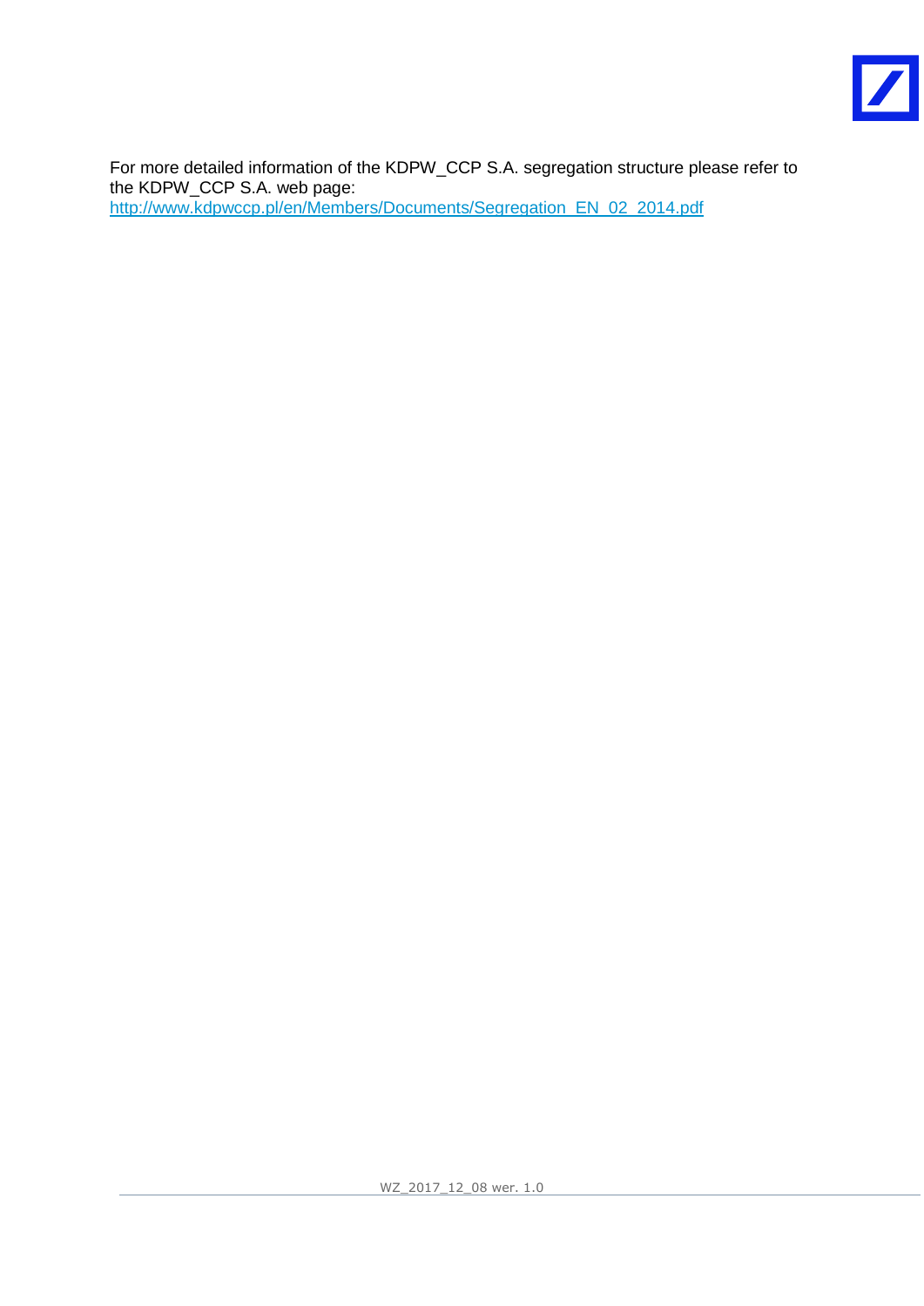For more detailed information of the KDPW_CCP S.A. segregation structure please refer to the KDPW_CCP S.A. web page:
[http://www.kdpwccp.pl/en/Members/Documents/Segregation_EN_02_2014.pdf](http://www.kdpwccp.pl/en/Members/Documents/Segregation_EN_02_2014.pdf)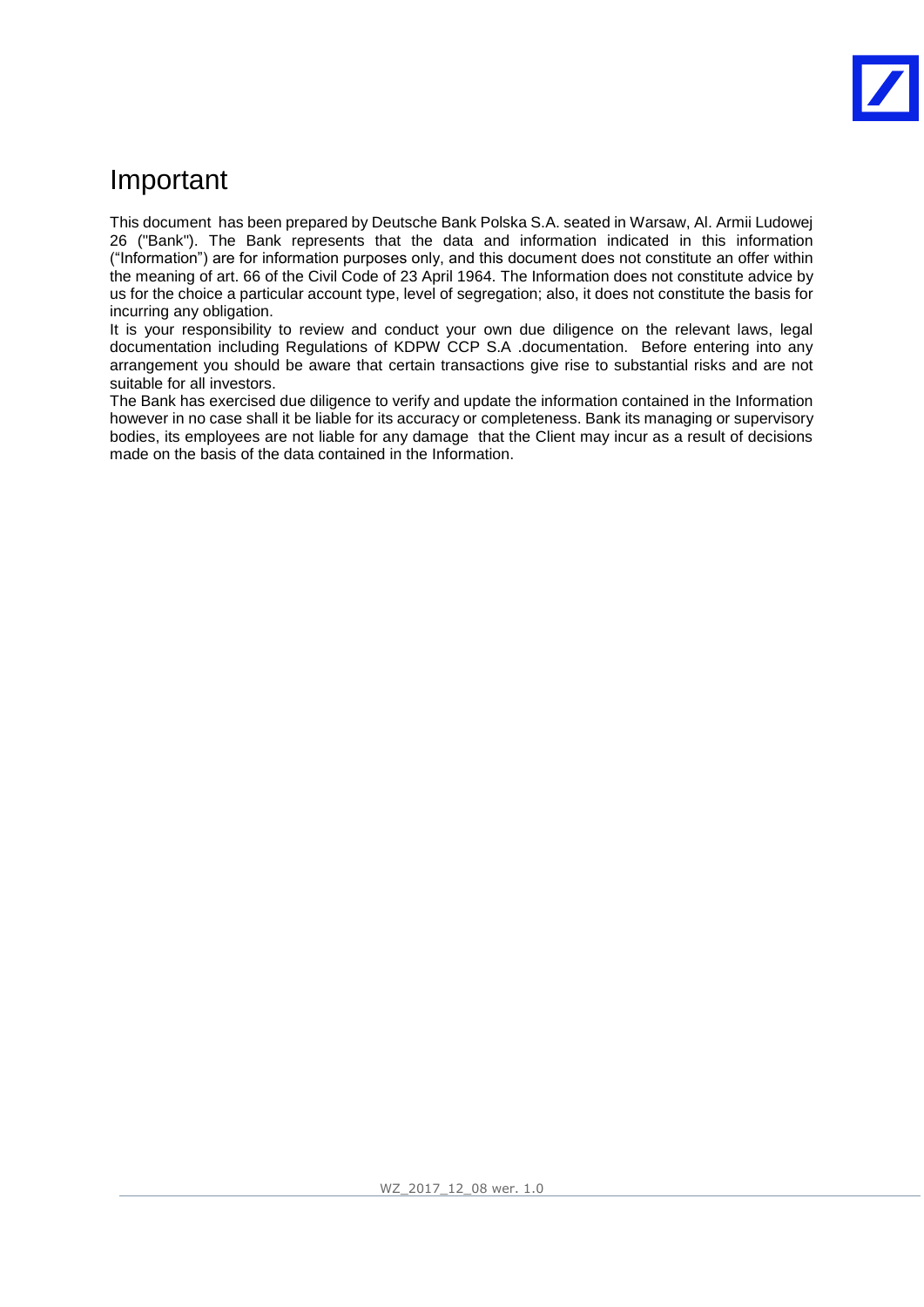# Important

This document has been prepared by Deutsche Bank Polska S.A. seated in Warsaw, Al. Armii Ludowej 26 ("Bank"). The Bank represents that the data and information indicated in this information ("Information") are for information purposes only, and this document does not constitute an offer within the meaning of art. 66 of the Civil Code of 23 April 1964. The Information does not constitute advice by us for the choice a particular account type, level of segregation; also, it does not constitute the basis for incurring any obligation.

It is your responsibility to review and conduct your own due diligence on the relevant laws, legal documentation including Regulations of KDPW CCP S.A .documentation. Before entering into any arrangement you should be aware that certain transactions give rise to substantial risks and are not suitable for all investors.

The Bank has exercised due diligence to verify and update the information contained in the Information however in no case shall it be liable for its accuracy or completeness. Bank its managing or supervisory bodies, its employees are not liable for any damage that the Client may incur as a result of decisions made on the basis of the data contained in the Information.